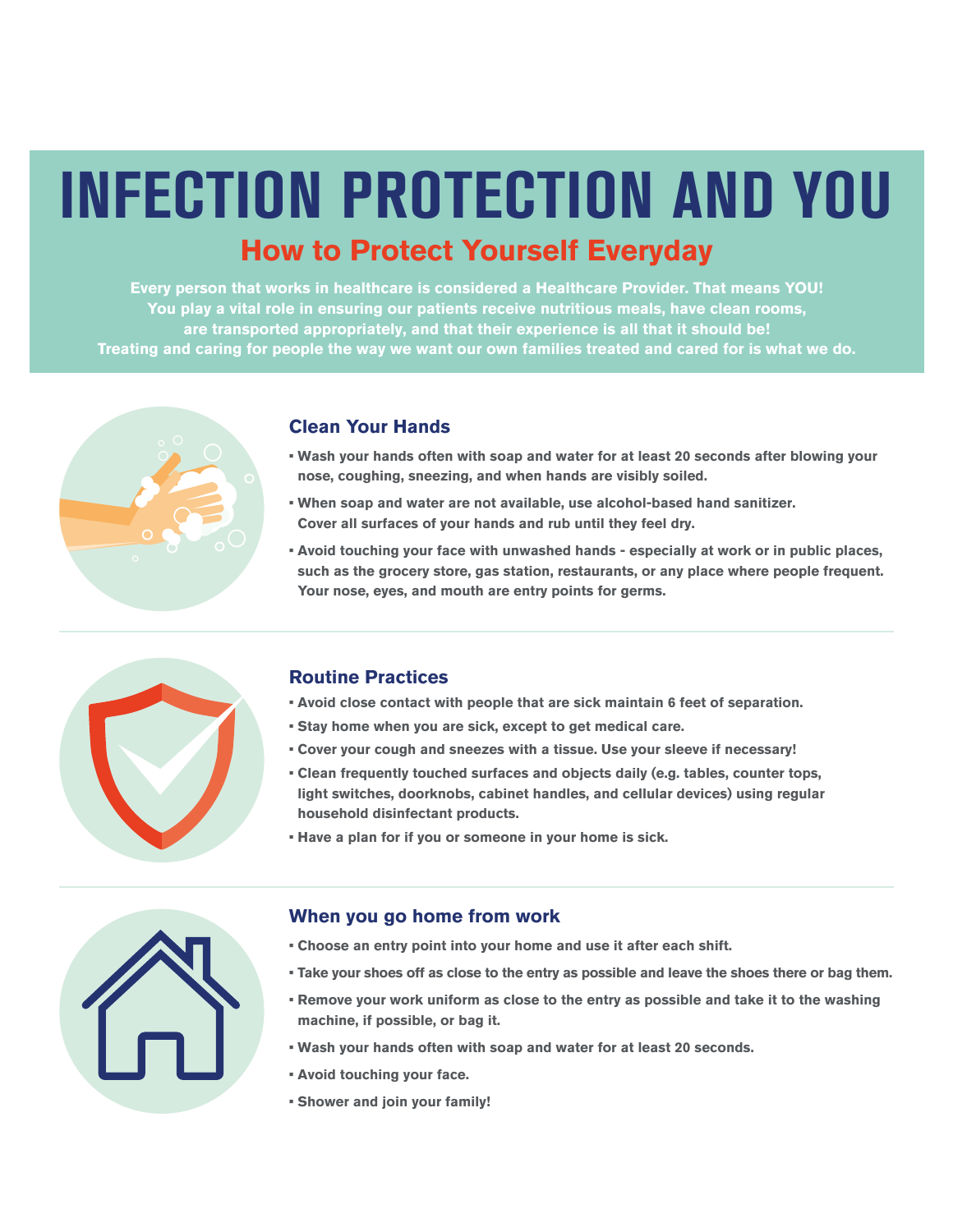# INFECTION PROTECTION AND YOU

## How to Protect Yourself Everyday

**Every person that works in healthcare is considered a Healthcare Provider. That means YOU! You play a vital role in ensuring our patients receive nutritious meals, have clean rooms, are transported appropriately, and that their experience is all that it should be! Treating and caring for people the way we want our own families treated and cared for is what we do.**

### Clean Your Hands

- Wash your hands often with soap and water for at least 20 seconds after blowing your nose, coughing, sneezing, and when hands are visibly soiled.
- When soap and water are not available, use alcohol-based hand sanitizer. Cover all surfaces of your hands and rub until they feel dry.
- Avoid touching your face with unwashed hands - especially at work or in public places, such as the grocery store, gas station, restaurants, or any place where people frequent. Your nose, eyes, and mouth are entry points for germs.

### Routine Practices

- Avoid close contact with people that are sick maintain 6 feet of separation.
- Stay home when you are sick, except to get medical care.
- Cover your cough and sneezes with a tissue. Use your sleeve if necessary!
- Clean frequently touched surfaces and objects daily (e.g. tables, counter tops, light switches, doorknobs, cabinet handles, and cellular devices) using regular household disinfectant products.
- Have a plan for if you or someone in your home is sick.

### When you go home from work

- Choose an entry point into your home and use it after each shift.
- Take your shoes off as close to the entry as possible and leave the shoes there or bag them.
- Remove your work uniform as close to the entry as possible and take it to the washing machine, if possible, or bag it.
- Wash your hands often with soap and water for at least 20 seconds.
- Avoid touching your face.
- Shower and join your family!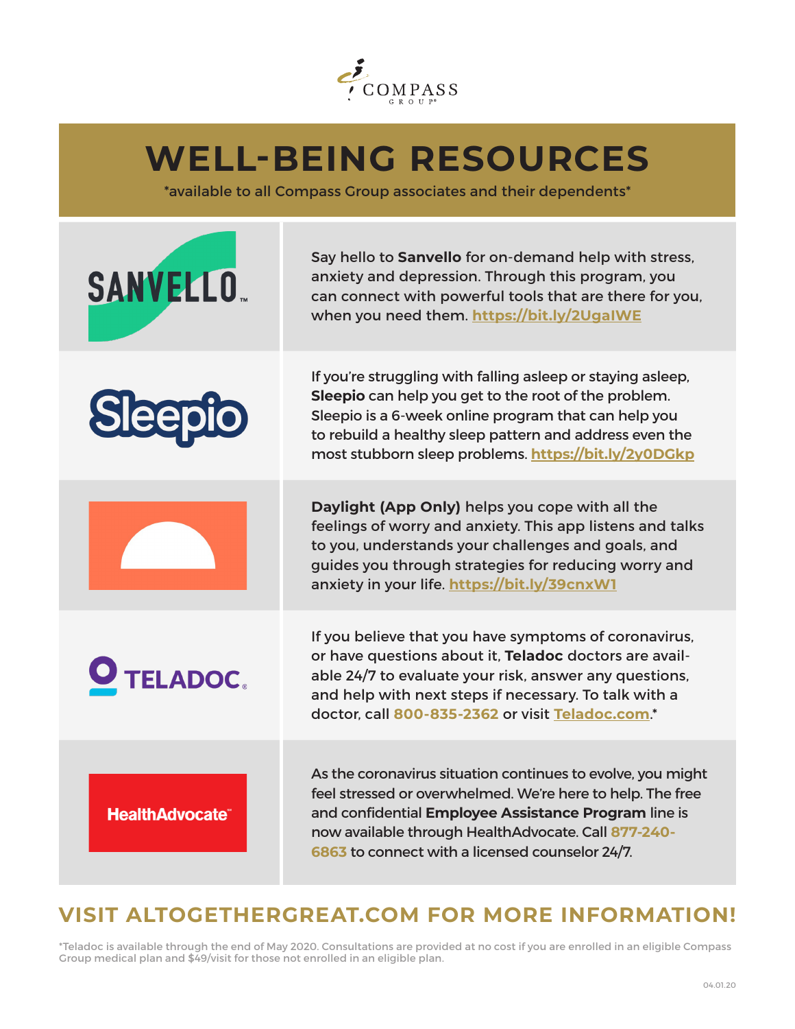COMPASS GROUP

# WELL-BEING RESOURCES

*available to all Compass Group associates and their dependents*

| | |
|---|---|
| SANVELLO | Say hello to **Sanvello** for on-demand help with stress, anxiety and depression. Through this program, you can connect with powerful tools that are there for you, when you need them. https://bit.ly/2UgalWE |
| Sleepio | If you're struggling with falling asleep or staying asleep, **Sleepio** can help you get to the root of the problem. Sleepio is a 6-week online program that can help you to rebuild a healthy sleep pattern and address even the most stubborn sleep problems. https://bit.ly/2y0DGkp |
| | **Daylight (App Only)** helps you cope with all the feelings of worry and anxiety. This app listens and talks to you, understands your challenges and goals, and guides you through strategies for reducing worry and anxiety in your life. https://bit.ly/39cnxW1 |
| TELADOC | If you believe that you have symptoms of coronavirus, or have questions about it, **Teladoc** doctors are available 24/7 to evaluate your risk, answer any questions, and help with next steps if necessary. To talk with a doctor, call 800-835-2362 or visit Teladoc.com.* |
| HealthAdvocate | As the coronavirus situation continues to evolve, you might feel stressed or overwhelmed. We're here to help. The free and confidential **Employee Assistance Program** line is now available through HealthAdvocate. Call 877-240-6863 to connect with a licensed counselor 24/7. |

## VISIT ALTOGETHERGREAT.COM FOR MORE INFORMATION!

*Teladoc is available through the end of May 2020. Consultations are provided at no cost if you are enrolled in an eligible Compass Group medical plan and $49/visit for those not enrolled in an eligible plan.

04.01.20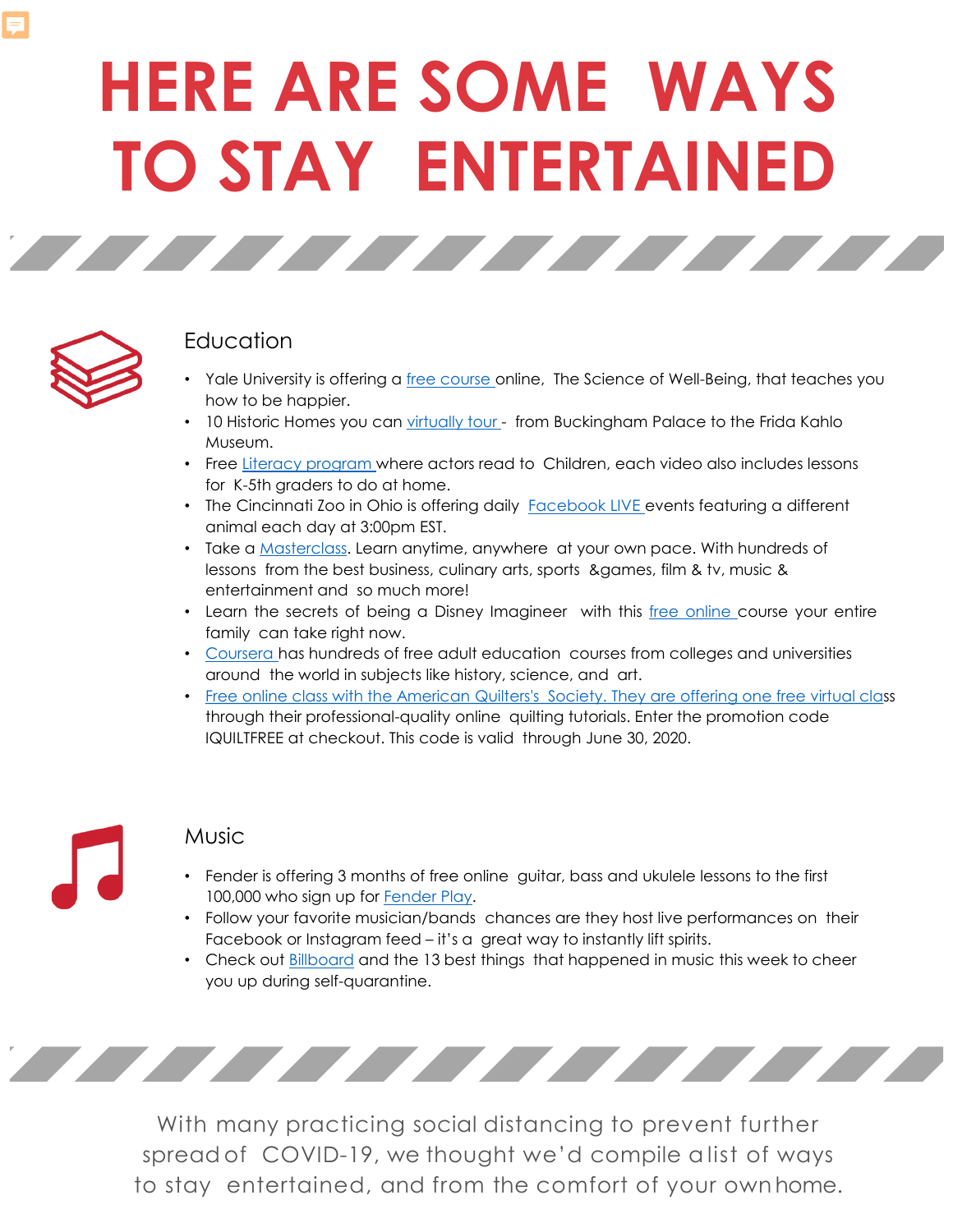# HERE ARE SOME WAYS TO STAY ENTERTAINED

## Education

- Yale University is offering a free course online, The Science of Well-Being, that teaches you how to be happier.
- 10 Historic Homes you can virtually tour - from Buckingham Palace to the Frida Kahlo Museum.
- Free Literacy program where actors read to Children, each video also includes lessons for K-5th graders to do at home.
- The Cincinnati Zoo in Ohio is offering daily Facebook LIVE events featuring a different animal each day at 3:00pm EST.
- Take a Masterclass. Learn anytime, anywhere at your own pace. With hundreds of lessons from the best business, culinary arts, sports &games, film & tv, music & entertainment and so much more!
- Learn the secrets of being a Disney Imagineer with this free online course your entire family can take right now.
- Coursera has hundreds of free adult education courses from colleges and universities around the world in subjects like history, science, and art.
- Free online class with the American Quilters's Society. They are offering one free virtual class through their professional-quality online quilting tutorials. Enter the promotion code IQUILTFREE at checkout. This code is valid through June 30, 2020.

## Music

- Fender is offering 3 months of free online guitar, bass and ukulele lessons to the first 100,000 who sign up for Fender Play.
- Follow your favorite musician/bands chances are they host live performances on their Facebook or Instagram feed – it's a great way to instantly lift spirits.
- Check out Billboard and the 13 best things that happened in music this week to cheer you up during self-quarantine.

With many practicing social distancing to prevent further spread of COVID-19, we thought we'd compile a list of ways to stay entertained, and from the comfort of your own home.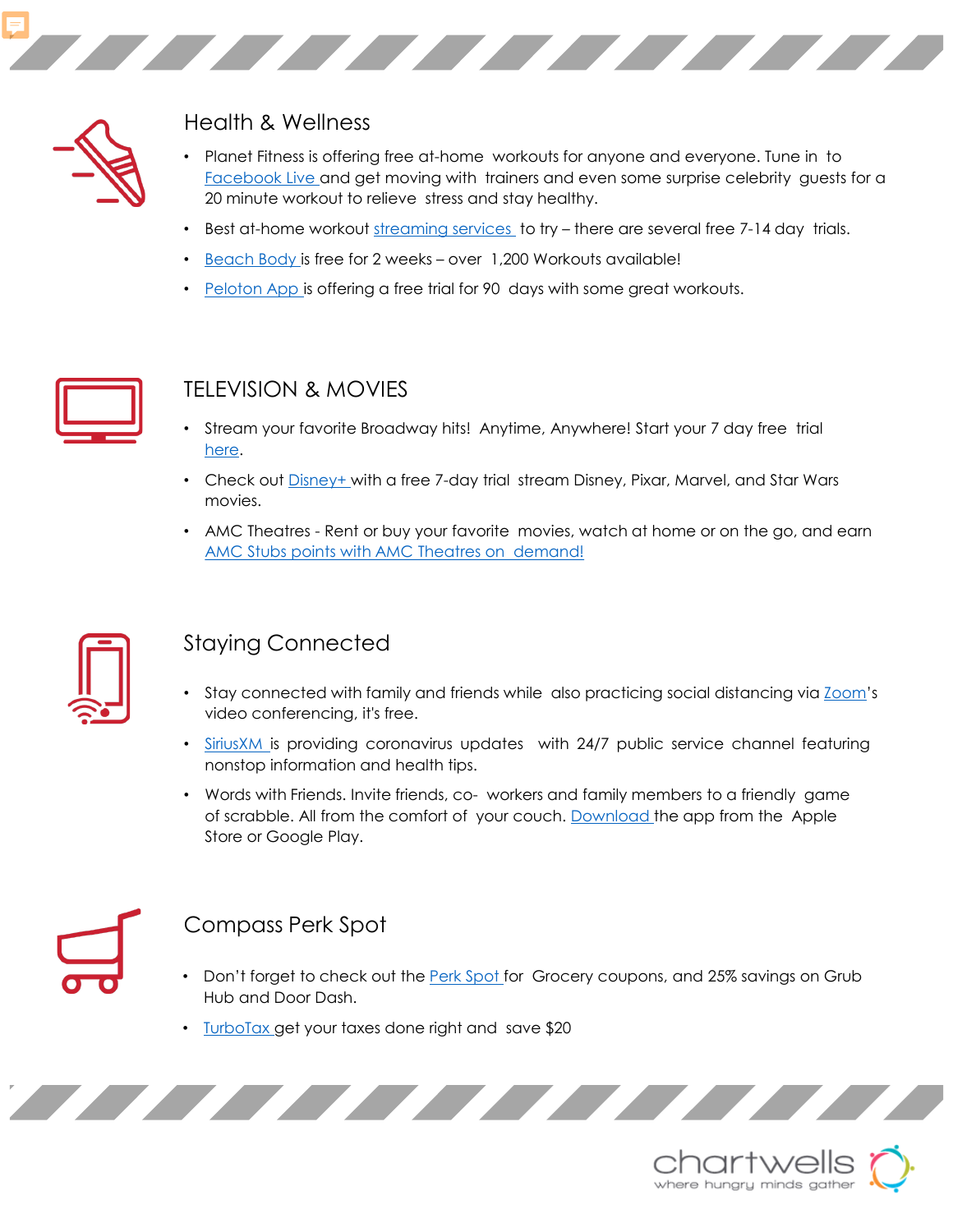## Health & Wellness

- Planet Fitness is offering free at-home workouts for anyone and everyone. Tune in to Facebook Live and get moving with trainers and even some surprise celebrity guests for a 20 minute workout to relieve stress and stay healthy.
- Best at-home workout streaming services to try – there are several free 7-14 day trials.
- Beach Body is free for 2 weeks – over 1,200 Workouts available!
- Peloton App is offering a free trial for 90 days with some great workouts.

## TELEVISION & MOVIES

- Stream your favorite Broadway hits! Anytime, Anywhere! Start your 7 day free trial here.
- Check out Disney+ with a free 7-day trial stream Disney, Pixar, Marvel, and Star Wars movies.
- AMC Theatres - Rent or buy your favorite movies, watch at home or on the go, and earn AMC Stubs points with AMC Theatres on demand!

## Staying Connected

- Stay connected with family and friends while also practicing social distancing via Zoom's video conferencing, it's free.
- SiriusXM is providing coronavirus updates with 24/7 public service channel featuring nonstop information and health tips.
- Words with Friends. Invite friends, co- workers and family members to a friendly game of scrabble. All from the comfort of your couch. Download the app from the Apple Store or Google Play.

## Compass Perk Spot

- Don't forget to check out the Perk Spot for Grocery coupons, and 25% savings on Grub Hub and Door Dash.
- TurboTax get your taxes done right and save $20

chartwells
where hungry minds gather